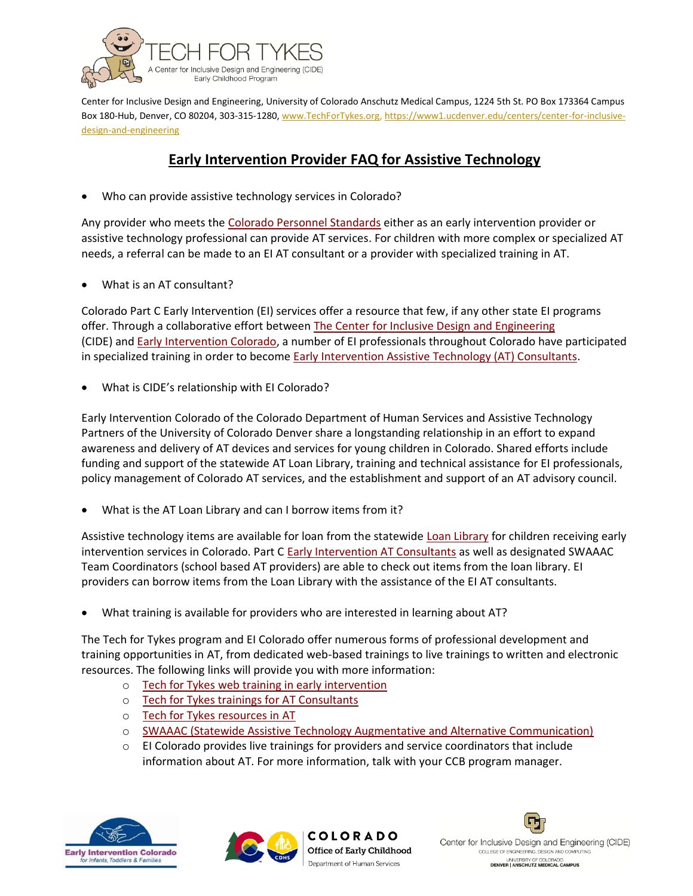TECH FOR TYKES

A Center for Inclusive Design and Engineering (CIDE) Early Childhood Program

Center for Inclusive Design and Engineering, University of Colorado Anschutz Medical Campus, 1224 5th St. PO Box 173364 Campus Box 180-Hub, Denver, CO 80204, 303-315-1280, www.TechForTykes.org, https://www1.ucdenver.edu/centers/center-for-inclusive-design-and-engineering

## Early Intervention Provider FAQ for Assistive Technology

- Who can provide assistive technology services in Colorado?

Any provider who meets the Colorado Personnel Standards either as an early intervention provider or assistive technology professional can provide AT services. For children with more complex or specialized AT needs, a referral can be made to an EI AT consultant or a provider with specialized training in AT.

- What is an AT consultant?

Colorado Part C Early Intervention (EI) services offer a resource that few, if any other state EI programs offer. Through a collaborative effort between The Center for Inclusive Design and Engineering (CIDE) and Early Intervention Colorado, a number of EI professionals throughout Colorado have participated in specialized training in order to become Early Intervention Assistive Technology (AT) Consultants.

- What is CIDE's relationship with EI Colorado?

Early Intervention Colorado of the Colorado Department of Human Services and Assistive Technology Partners of the University of Colorado Denver share a longstanding relationship in an effort to expand awareness and delivery of AT devices and services for young children in Colorado. Shared efforts include funding and support of the statewide AT Loan Library, training and technical assistance for EI professionals, policy management of Colorado AT services, and the establishment and support of an AT advisory council.

- What is the AT Loan Library and can I borrow items from it?

Assistive technology items are available for loan from the statewide Loan Library for children receiving early intervention services in Colorado. Part C Early Intervention AT Consultants as well as designated SWAAAC Team Coordinators (school based AT providers) are able to check out items from the loan library. EI providers can borrow items from the Loan Library with the assistance of the EI AT consultants.

- What training is available for providers who are interested in learning about AT?

The Tech for Tykes program and EI Colorado offer numerous forms of professional development and training opportunities in AT, from dedicated web-based trainings to live trainings to written and electronic resources. The following links will provide you with more information:
  - Tech for Tykes web training in early intervention
  - Tech for Tykes trainings for AT Consultants
  - Tech for Tykes resources in AT
  - SWAAAC (Statewide Assistive Technology Augmentative and Alternative Communication)
  - EI Colorado provides live trainings for providers and service coordinators that include information about AT. For more information, talk with your CCB program manager.

Early Intervention Colorado for Infants, Toddlers & Families

COLORADO Office of Early Childhood, Department of Human Services

Center for Inclusive Design and Engineering (CIDE), College of Engineering, Design and Computing, University of Colorado Denver | Anschutz Medical Campus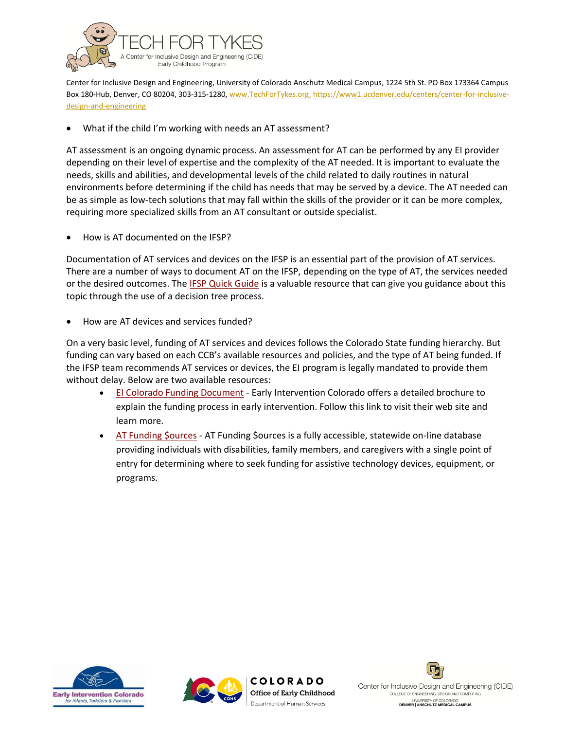Center for Inclusive Design and Engineering, University of Colorado Anschutz Medical Campus, 1224 5th St. PO Box 173364 Campus Box 180-Hub, Denver, CO 80204, 303-315-1280, www.TechForTykes.org, https://www1.ucdenver.edu/centers/center-for-inclusive-design-and-engineering

- What if the child I'm working with needs an AT assessment?

AT assessment is an ongoing dynamic process. An assessment for AT can be performed by any EI provider depending on their level of expertise and the complexity of the AT needed. It is important to evaluate the needs, skills and abilities, and developmental levels of the child related to daily routines in natural environments before determining if the child has needs that may be served by a device. The AT needed can be as simple as low-tech solutions that may fall within the skills of the provider or it can be more complex, requiring more specialized skills from an AT consultant or outside specialist.

- How is AT documented on the IFSP?

Documentation of AT services and devices on the IFSP is an essential part of the provision of AT services. There are a number of ways to document AT on the IFSP, depending on the type of AT, the services needed or the desired outcomes. The IFSP Quick Guide is a valuable resource that can give you guidance about this topic through the use of a decision tree process.

- How are AT devices and services funded?

On a very basic level, funding of AT services and devices follows the Colorado State funding hierarchy. But funding can vary based on each CCB's available resources and policies, and the type of AT being funded. If the IFSP team recommends AT services or devices, the EI program is legally mandated to provide them without delay. Below are two available resources:

  - EI Colorado Funding Document - Early Intervention Colorado offers a detailed brochure to explain the funding process in early intervention. Follow this link to visit their web site and learn more.
  - AT Funding $ources - AT Funding $ources is a fully accessible, statewide on-line database providing individuals with disabilities, family members, and caregivers with a single point of entry for determining where to seek funding for assistive technology devices, equipment, or programs.